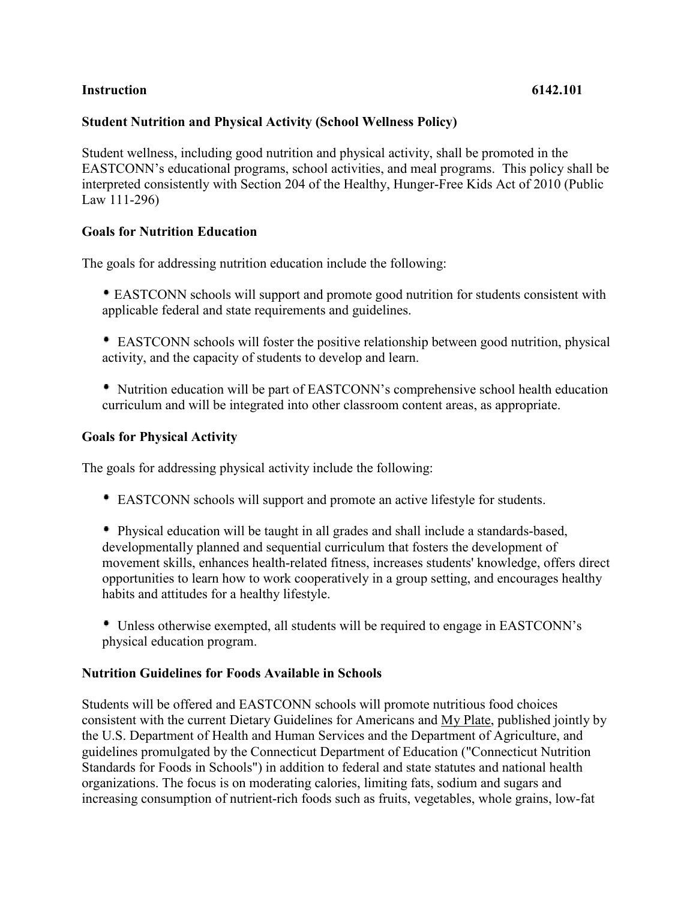**Instruction 6142.101**

## Student Nutrition and Physical Activity (School Wellness Policy)

Student wellness, including good nutrition and physical activity, shall be promoted in the EASTCONN's educational programs, school activities, and meal programs. This policy shall be interpreted consistently with Section 204 of the Healthy, Hunger-Free Kids Act of 2010 (Public Law 111-296)

### Goals for Nutrition Education

The goals for addressing nutrition education include the following:

- EASTCONN schools will support and promote good nutrition for students consistent with applicable federal and state requirements and guidelines.

- EASTCONN schools will foster the positive relationship between good nutrition, physical activity, and the capacity of students to develop and learn.

- Nutrition education will be part of EASTCONN's comprehensive school health education curriculum and will be integrated into other classroom content areas, as appropriate.

### Goals for Physical Activity

The goals for addressing physical activity include the following:

- EASTCONN schools will support and promote an active lifestyle for students.

- Physical education will be taught in all grades and shall include a standards-based, developmentally planned and sequential curriculum that fosters the development of movement skills, enhances health-related fitness, increases students' knowledge, offers direct opportunities to learn how to work cooperatively in a group setting, and encourages healthy habits and attitudes for a healthy lifestyle.

- Unless otherwise exempted, all students will be required to engage in EASTCONN's physical education program.

### Nutrition Guidelines for Foods Available in Schools

Students will be offered and EASTCONN schools will promote nutritious food choices consistent with the current Dietary Guidelines for Americans and My Plate, published jointly by the U.S. Department of Health and Human Services and the Department of Agriculture, and guidelines promulgated by the Connecticut Department of Education ("Connecticut Nutrition Standards for Foods in Schools") in addition to federal and state statutes and national health organizations. The focus is on moderating calories, limiting fats, sodium and sugars and increasing consumption of nutrient-rich foods such as fruits, vegetables, whole grains, low-fat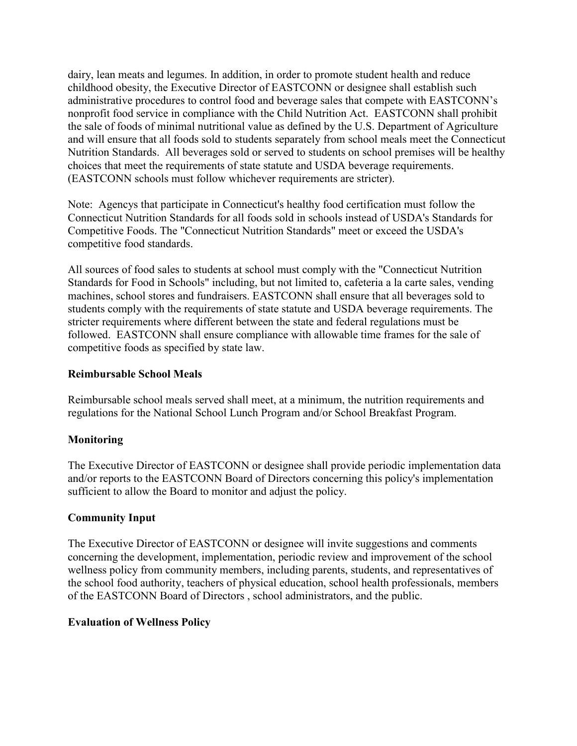dairy, lean meats and legumes. In addition, in order to promote student health and reduce childhood obesity, the Executive Director of EASTCONN or designee shall establish such administrative procedures to control food and beverage sales that compete with EASTCONN's nonprofit food service in compliance with the Child Nutrition Act. EASTCONN shall prohibit the sale of foods of minimal nutritional value as defined by the U.S. Department of Agriculture and will ensure that all foods sold to students separately from school meals meet the Connecticut Nutrition Standards. All beverages sold or served to students on school premises will be healthy choices that meet the requirements of state statute and USDA beverage requirements. (EASTCONN schools must follow whichever requirements are stricter).

Note: Agencys that participate in Connecticut's healthy food certification must follow the Connecticut Nutrition Standards for all foods sold in schools instead of USDA's Standards for Competitive Foods. The "Connecticut Nutrition Standards" meet or exceed the USDA's competitive food standards.

All sources of food sales to students at school must comply with the "Connecticut Nutrition Standards for Food in Schools" including, but not limited to, cafeteria a la carte sales, vending machines, school stores and fundraisers. EASTCONN shall ensure that all beverages sold to students comply with the requirements of state statute and USDA beverage requirements. The stricter requirements where different between the state and federal regulations must be followed. EASTCONN shall ensure compliance with allowable time frames for the sale of competitive foods as specified by state law.

**Reimbursable School Meals**

Reimbursable school meals served shall meet, at a minimum, the nutrition requirements and regulations for the National School Lunch Program and/or School Breakfast Program.

**Monitoring**

The Executive Director of EASTCONN or designee shall provide periodic implementation data and/or reports to the EASTCONN Board of Directors concerning this policy's implementation sufficient to allow the Board to monitor and adjust the policy.

**Community Input**

The Executive Director of EASTCONN or designee will invite suggestions and comments concerning the development, implementation, periodic review and improvement of the school wellness policy from community members, including parents, students, and representatives of the school food authority, teachers of physical education, school health professionals, members of the EASTCONN Board of Directors , school administrators, and the public.

**Evaluation of Wellness Policy**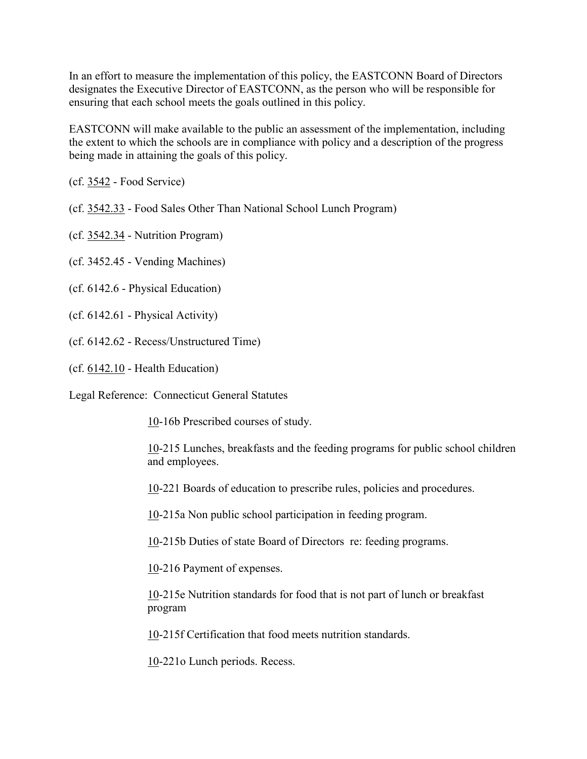In an effort to measure the implementation of this policy, the EASTCONN Board of Directors designates the Executive Director of EASTCONN, as the person who will be responsible for ensuring that each school meets the goals outlined in this policy.

EASTCONN will make available to the public an assessment of the implementation, including the extent to which the schools are in compliance with policy and a description of the progress being made in attaining the goals of this policy.

(cf. 3542 - Food Service)

(cf. 3542.33 - Food Sales Other Than National School Lunch Program)

(cf. 3542.34 - Nutrition Program)

(cf. 3452.45 - Vending Machines)

(cf. 6142.6 - Physical Education)

(cf. 6142.61 - Physical Activity)

(cf. 6142.62 - Recess/Unstructured Time)

(cf. 6142.10 - Health Education)

Legal Reference: Connecticut General Statutes

10-16b Prescribed courses of study.

10-215 Lunches, breakfasts and the feeding programs for public school children and employees.

10-221 Boards of education to prescribe rules, policies and procedures.

10-215a Non public school participation in feeding program.

10-215b Duties of state Board of Directors re: feeding programs.

10-216 Payment of expenses.

10-215e Nutrition standards for food that is not part of lunch or breakfast program

10-215f Certification that food meets nutrition standards.

10-221o Lunch periods. Recess.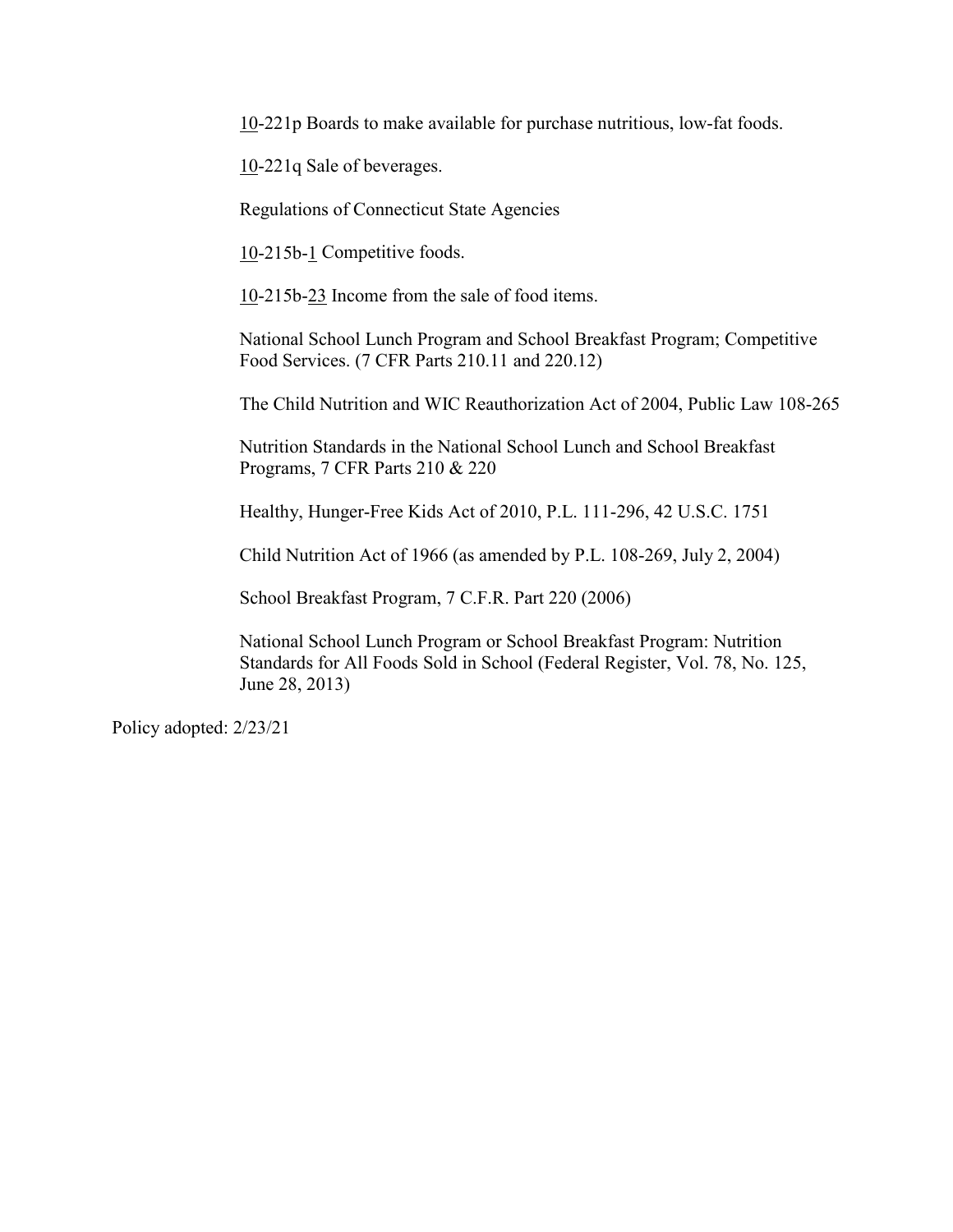10-221p Boards to make available for purchase nutritious, low-fat foods.

10-221q Sale of beverages.

Regulations of Connecticut State Agencies

10-215b-1 Competitive foods.

10-215b-23 Income from the sale of food items.

National School Lunch Program and School Breakfast Program; Competitive Food Services. (7 CFR Parts 210.11 and 220.12)

The Child Nutrition and WIC Reauthorization Act of 2004, Public Law 108-265

Nutrition Standards in the National School Lunch and School Breakfast Programs, 7 CFR Parts 210 & 220

Healthy, Hunger-Free Kids Act of 2010, P.L. 111-296, 42 U.S.C. 1751

Child Nutrition Act of 1966 (as amended by P.L. 108-269, July 2, 2004)

School Breakfast Program, 7 C.F.R. Part 220 (2006)

National School Lunch Program or School Breakfast Program: Nutrition Standards for All Foods Sold in School (Federal Register, Vol. 78, No. 125, June 28, 2013)

Policy adopted: 2/23/21